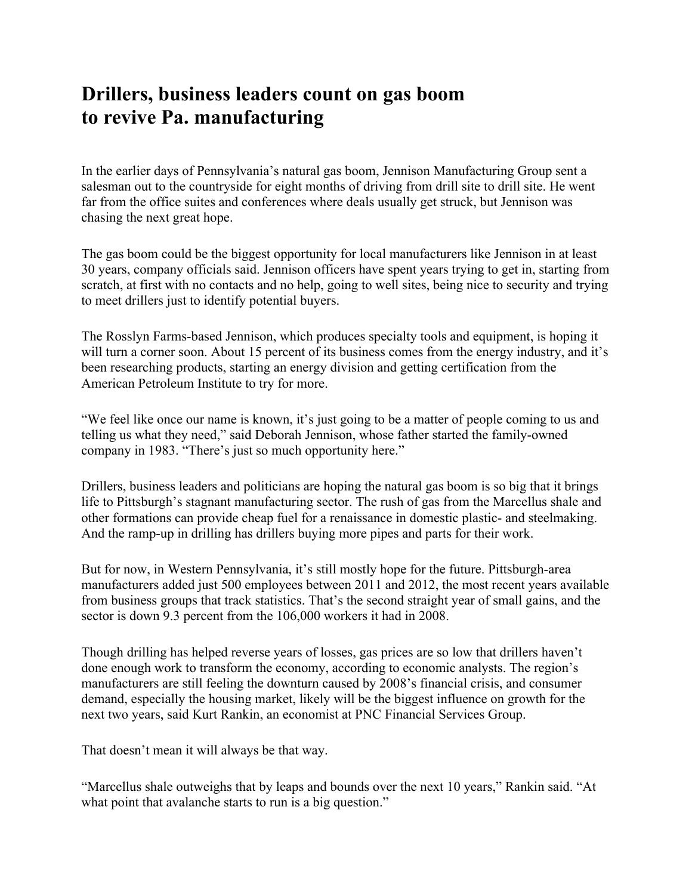# Drillers, business leaders count on gas boom to revive Pa. manufacturing

In the earlier days of Pennsylvania's natural gas boom, Jennison Manufacturing Group sent a salesman out to the countryside for eight months of driving from drill site to drill site. He went far from the office suites and conferences where deals usually get struck, but Jennison was chasing the next great hope.

The gas boom could be the biggest opportunity for local manufacturers like Jennison in at least 30 years, company officials said. Jennison officers have spent years trying to get in, starting from scratch, at first with no contacts and no help, going to well sites, being nice to security and trying to meet drillers just to identify potential buyers.

The Rosslyn Farms-based Jennison, which produces specialty tools and equipment, is hoping it will turn a corner soon. About 15 percent of its business comes from the energy industry, and it's been researching products, starting an energy division and getting certification from the American Petroleum Institute to try for more.

"We feel like once our name is known, it's just going to be a matter of people coming to us and telling us what they need," said Deborah Jennison, whose father started the family-owned company in 1983. "There's just so much opportunity here."

Drillers, business leaders and politicians are hoping the natural gas boom is so big that it brings life to Pittsburgh's stagnant manufacturing sector. The rush of gas from the Marcellus shale and other formations can provide cheap fuel for a renaissance in domestic plastic- and steelmaking. And the ramp-up in drilling has drillers buying more pipes and parts for their work.

But for now, in Western Pennsylvania, it's still mostly hope for the future. Pittsburgh-area manufacturers added just 500 employees between 2011 and 2012, the most recent years available from business groups that track statistics. That's the second straight year of small gains, and the sector is down 9.3 percent from the 106,000 workers it had in 2008.

Though drilling has helped reverse years of losses, gas prices are so low that drillers haven't done enough work to transform the economy, according to economic analysts. The region's manufacturers are still feeling the downturn caused by 2008's financial crisis, and consumer demand, especially the housing market, likely will be the biggest influence on growth for the next two years, said Kurt Rankin, an economist at PNC Financial Services Group.

That doesn't mean it will always be that way.

"Marcellus shale outweighs that by leaps and bounds over the next 10 years," Rankin said. "At what point that avalanche starts to run is a big question."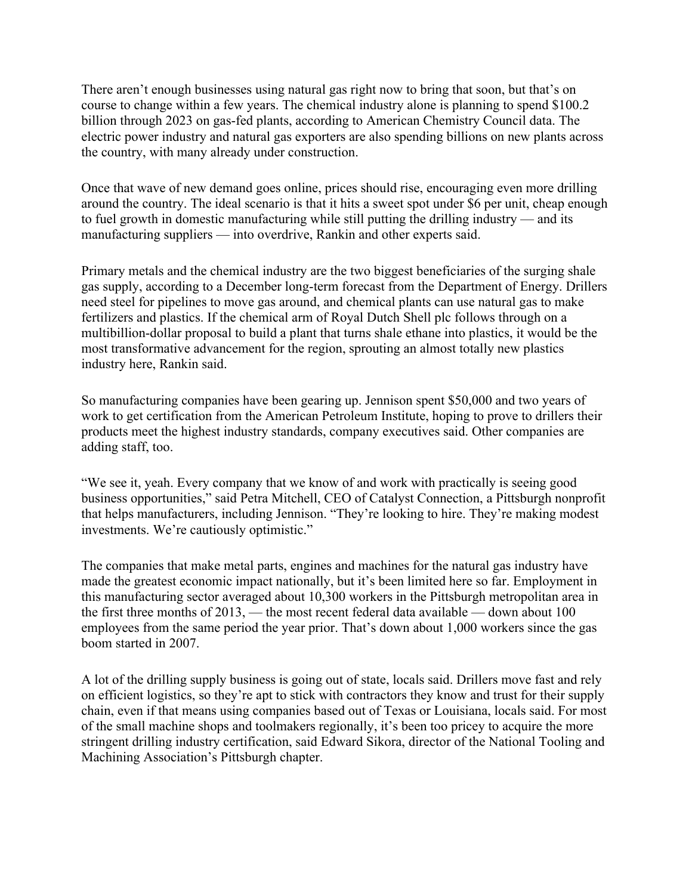There aren't enough businesses using natural gas right now to bring that soon, but that's on course to change within a few years. The chemical industry alone is planning to spend $100.2 billion through 2023 on gas-fed plants, according to American Chemistry Council data. The electric power industry and natural gas exporters are also spending billions on new plants across the country, with many already under construction.

Once that wave of new demand goes online, prices should rise, encouraging even more drilling around the country. The ideal scenario is that it hits a sweet spot under $6 per unit, cheap enough to fuel growth in domestic manufacturing while still putting the drilling industry — and its manufacturing suppliers — into overdrive, Rankin and other experts said.

Primary metals and the chemical industry are the two biggest beneficiaries of the surging shale gas supply, according to a December long-term forecast from the Department of Energy. Drillers need steel for pipelines to move gas around, and chemical plants can use natural gas to make fertilizers and plastics. If the chemical arm of Royal Dutch Shell plc follows through on a multibillion-dollar proposal to build a plant that turns shale ethane into plastics, it would be the most transformative advancement for the region, sprouting an almost totally new plastics industry here, Rankin said.

So manufacturing companies have been gearing up. Jennison spent $50,000 and two years of work to get certification from the American Petroleum Institute, hoping to prove to drillers their products meet the highest industry standards, company executives said. Other companies are adding staff, too.

"We see it, yeah. Every company that we know of and work with practically is seeing good business opportunities," said Petra Mitchell, CEO of Catalyst Connection, a Pittsburgh nonprofit that helps manufacturers, including Jennison. "They're looking to hire. They're making modest investments. We're cautiously optimistic."

The companies that make metal parts, engines and machines for the natural gas industry have made the greatest economic impact nationally, but it's been limited here so far. Employment in this manufacturing sector averaged about 10,300 workers in the Pittsburgh metropolitan area in the first three months of 2013, — the most recent federal data available — down about 100 employees from the same period the year prior. That's down about 1,000 workers since the gas boom started in 2007.

A lot of the drilling supply business is going out of state, locals said. Drillers move fast and rely on efficient logistics, so they're apt to stick with contractors they know and trust for their supply chain, even if that means using companies based out of Texas or Louisiana, locals said. For most of the small machine shops and toolmakers regionally, it's been too pricey to acquire the more stringent drilling industry certification, said Edward Sikora, director of the National Tooling and Machining Association's Pittsburgh chapter.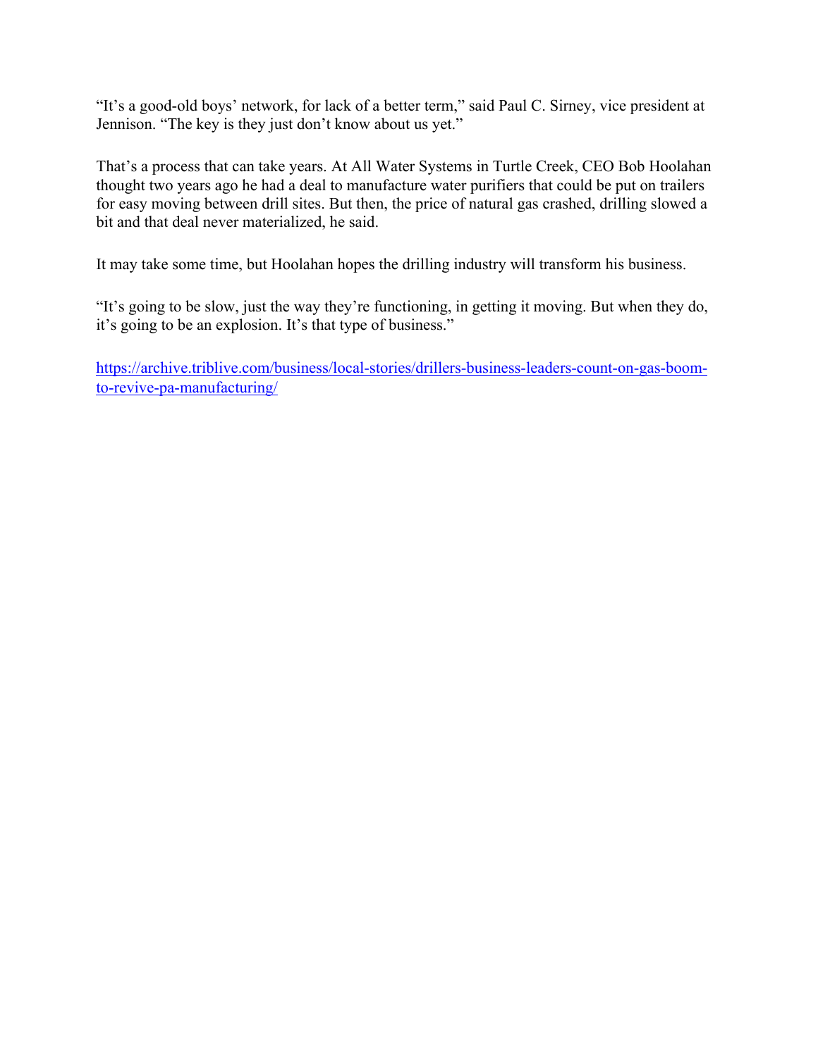"It's a good-old boys' network, for lack of a better term," said Paul C. Sirney, vice president at Jennison. "The key is they just don't know about us yet."

That's a process that can take years. At All Water Systems in Turtle Creek, CEO Bob Hoolahan thought two years ago he had a deal to manufacture water purifiers that could be put on trailers for easy moving between drill sites. But then, the price of natural gas crashed, drilling slowed a bit and that deal never materialized, he said.

It may take some time, but Hoolahan hopes the drilling industry will transform his business.

"It's going to be slow, just the way they're functioning, in getting it moving. But when they do, it's going to be an explosion. It's that type of business."

[https://archive.triblive.com/business/local-stories/drillers-business-leaders-count-on-gas-boom-to-revive-pa-manufacturing/](https://archive.triblive.com/business/local-stories/drillers-business-leaders-count-on-gas-boom-to-revive-pa-manufacturing/)